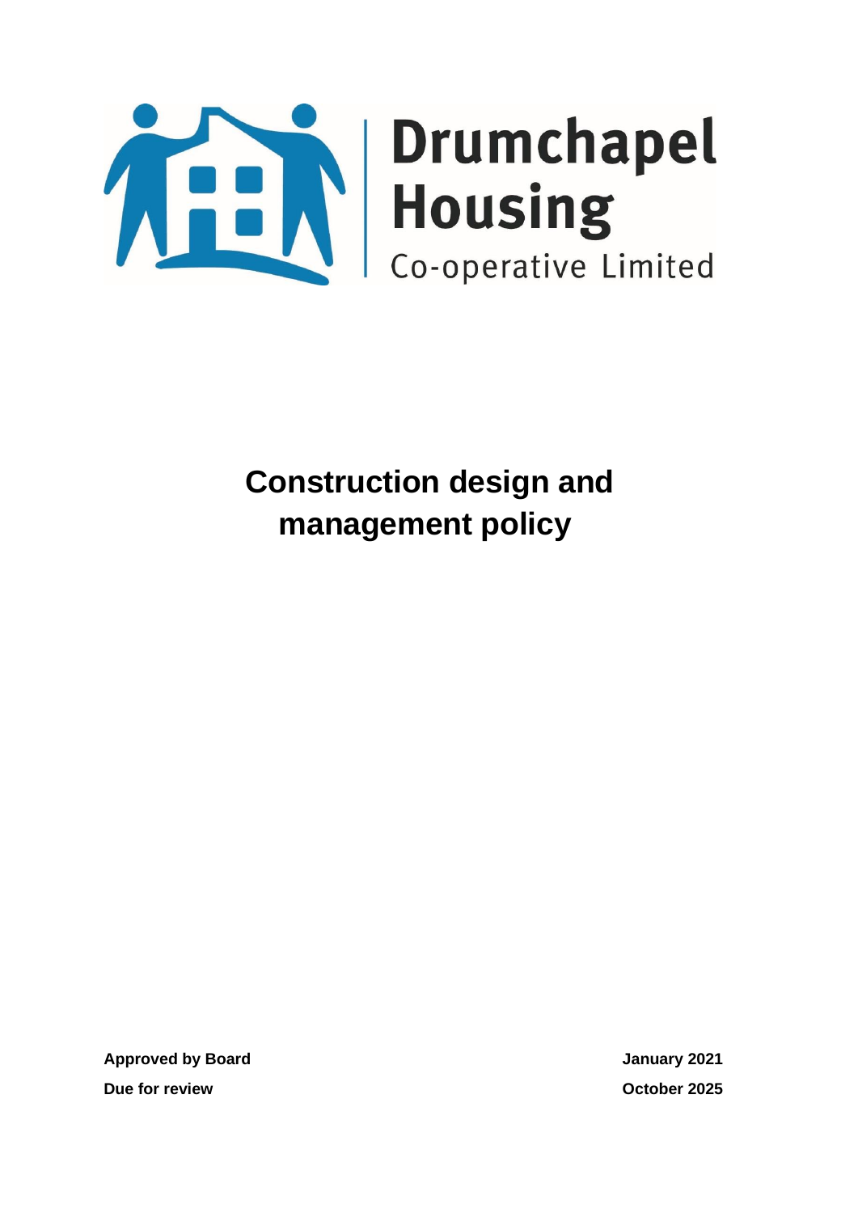Drumchapel Housing Co-operative Limited

# Construction design and management policy

**Approved by Board** **January 2021**

**Due for review** **October 2025**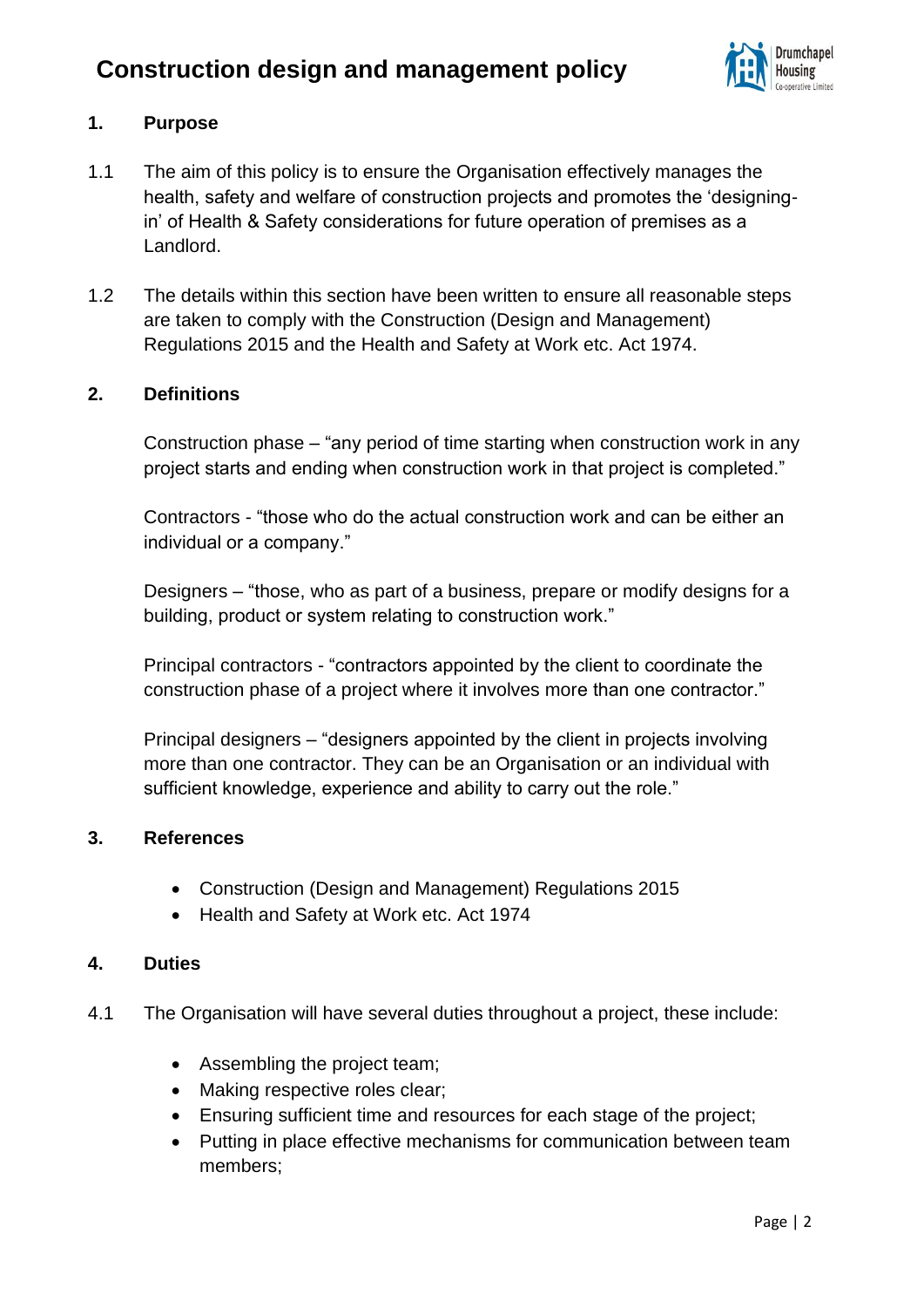# Construction design and management policy

## 1. Purpose

1.1 The aim of this policy is to ensure the Organisation effectively manages the health, safety and welfare of construction projects and promotes the 'designing-in' of Health & Safety considerations for future operation of premises as a Landlord.

1.2 The details within this section have been written to ensure all reasonable steps are taken to comply with the Construction (Design and Management) Regulations 2015 and the Health and Safety at Work etc. Act 1974.

## 2. Definitions

Construction phase – "any period of time starting when construction work in any project starts and ending when construction work in that project is completed."

Contractors - "those who do the actual construction work and can be either an individual or a company."

Designers – "those, who as part of a business, prepare or modify designs for a building, product or system relating to construction work."

Principal contractors - "contractors appointed by the client to coordinate the construction phase of a project where it involves more than one contractor."

Principal designers – "designers appointed by the client in projects involving more than one contractor. They can be an Organisation or an individual with sufficient knowledge, experience and ability to carry out the role."

## 3. References

- Construction (Design and Management) Regulations 2015
- Health and Safety at Work etc. Act 1974

## 4. Duties

4.1 The Organisation will have several duties throughout a project, these include:

- Assembling the project team;
- Making respective roles clear;
- Ensuring sufficient time and resources for each stage of the project;
- Putting in place effective mechanisms for communication between team members;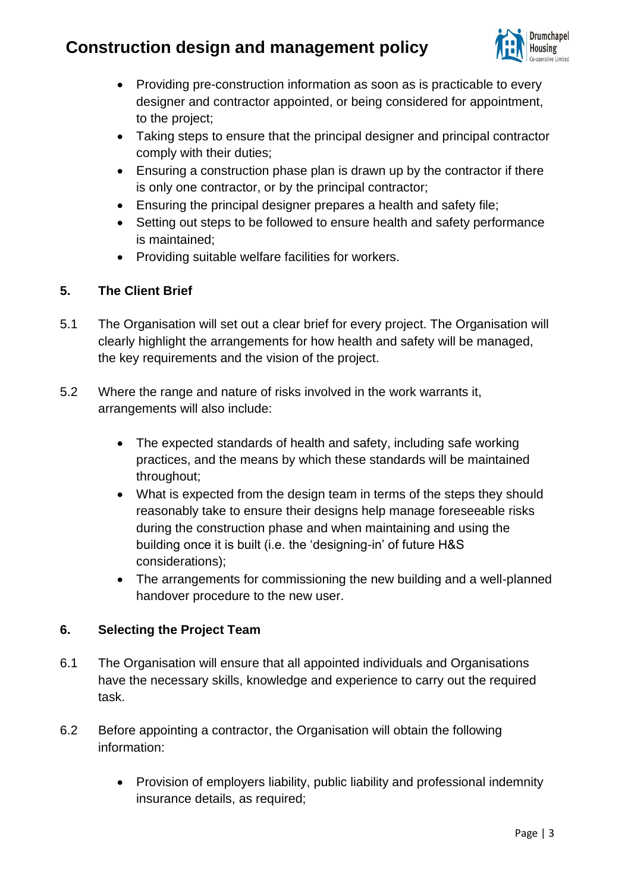- Providing pre-construction information as soon as is practicable to every designer and contractor appointed, or being considered for appointment, to the project;
- Taking steps to ensure that the principal designer and principal contractor comply with their duties;
- Ensuring a construction phase plan is drawn up by the contractor if there is only one contractor, or by the principal contractor;
- Ensuring the principal designer prepares a health and safety file;
- Setting out steps to be followed to ensure health and safety performance is maintained;
- Providing suitable welfare facilities for workers.

## 5. The Client Brief

5.1 The Organisation will set out a clear brief for every project. The Organisation will clearly highlight the arrangements for how health and safety will be managed, the key requirements and the vision of the project.

5.2 Where the range and nature of risks involved in the work warrants it, arrangements will also include:

- The expected standards of health and safety, including safe working practices, and the means by which these standards will be maintained throughout;
- What is expected from the design team in terms of the steps they should reasonably take to ensure their designs help manage foreseeable risks during the construction phase and when maintaining and using the building once it is built (i.e. the 'designing-in' of future H&S considerations);
- The arrangements for commissioning the new building and a well-planned handover procedure to the new user.

## 6. Selecting the Project Team

6.1 The Organisation will ensure that all appointed individuals and Organisations have the necessary skills, knowledge and experience to carry out the required task.

6.2 Before appointing a contractor, the Organisation will obtain the following information:

- Provision of employers liability, public liability and professional indemnity insurance details, as required;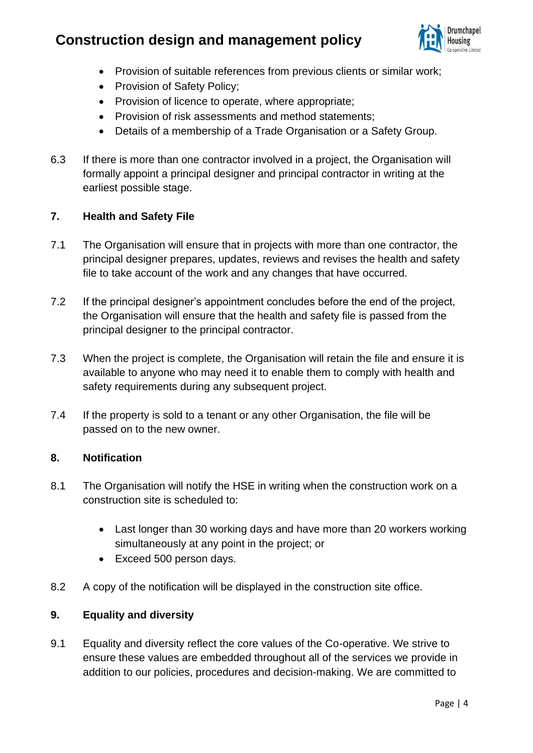- Provision of suitable references from previous clients or similar work;
- Provision of Safety Policy;
- Provision of licence to operate, where appropriate;
- Provision of risk assessments and method statements;
- Details of a membership of a Trade Organisation or a Safety Group.

6.3 If there is more than one contractor involved in a project, the Organisation will formally appoint a principal designer and principal contractor in writing at the earliest possible stage.

## 7. Health and Safety File

7.1 The Organisation will ensure that in projects with more than one contractor, the principal designer prepares, updates, reviews and revises the health and safety file to take account of the work and any changes that have occurred.

7.2 If the principal designer's appointment concludes before the end of the project, the Organisation will ensure that the health and safety file is passed from the principal designer to the principal contractor.

7.3 When the project is complete, the Organisation will retain the file and ensure it is available to anyone who may need it to enable them to comply with health and safety requirements during any subsequent project.

7.4 If the property is sold to a tenant or any other Organisation, the file will be passed on to the new owner.

## 8. Notification

8.1 The Organisation will notify the HSE in writing when the construction work on a construction site is scheduled to:

- Last longer than 30 working days and have more than 20 workers working simultaneously at any point in the project; or
- Exceed 500 person days.

8.2 A copy of the notification will be displayed in the construction site office.

## 9. Equality and diversity

9.1 Equality and diversity reflect the core values of the Co-operative. We strive to ensure these values are embedded throughout all of the services we provide in addition to our policies, procedures and decision-making. We are committed to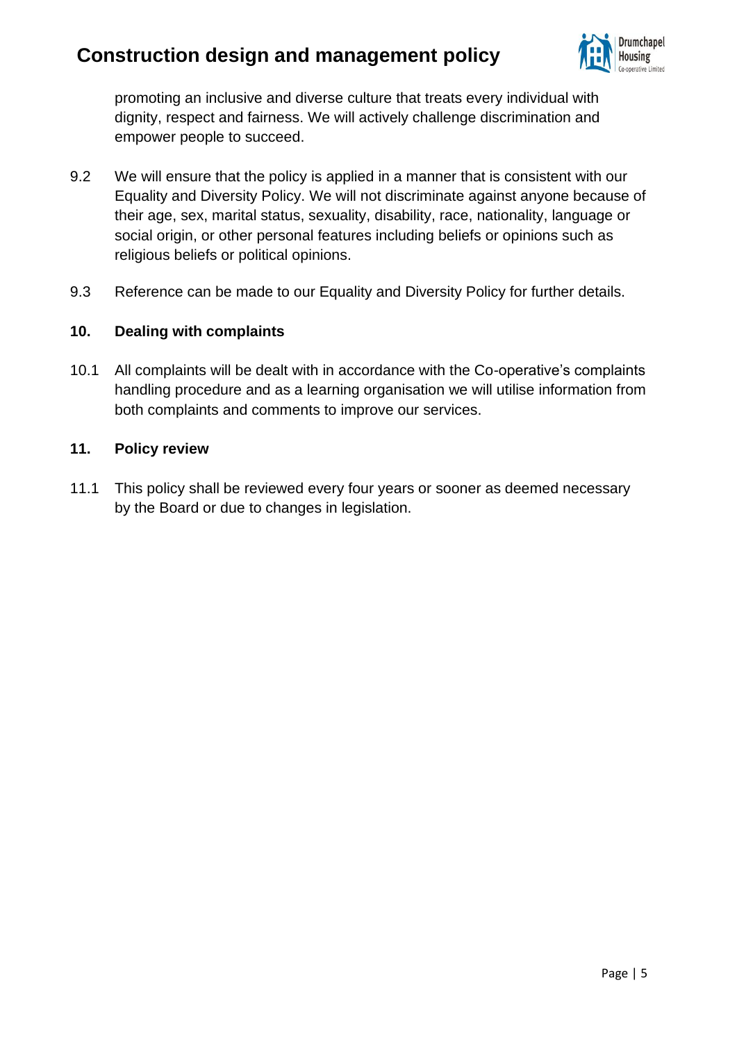promoting an inclusive and diverse culture that treats every individual with dignity, respect and fairness. We will actively challenge discrimination and empower people to succeed.

9.2 We will ensure that the policy is applied in a manner that is consistent with our Equality and Diversity Policy. We will not discriminate against anyone because of their age, sex, marital status, sexuality, disability, race, nationality, language or social origin, or other personal features including beliefs or opinions such as religious beliefs or political opinions.

9.3 Reference can be made to our Equality and Diversity Policy for further details.

## 10. Dealing with complaints

10.1 All complaints will be dealt with in accordance with the Co-operative's complaints handling procedure and as a learning organisation we will utilise information from both complaints and comments to improve our services.

## 11. Policy review

11.1 This policy shall be reviewed every four years or sooner as deemed necessary by the Board or due to changes in legislation.